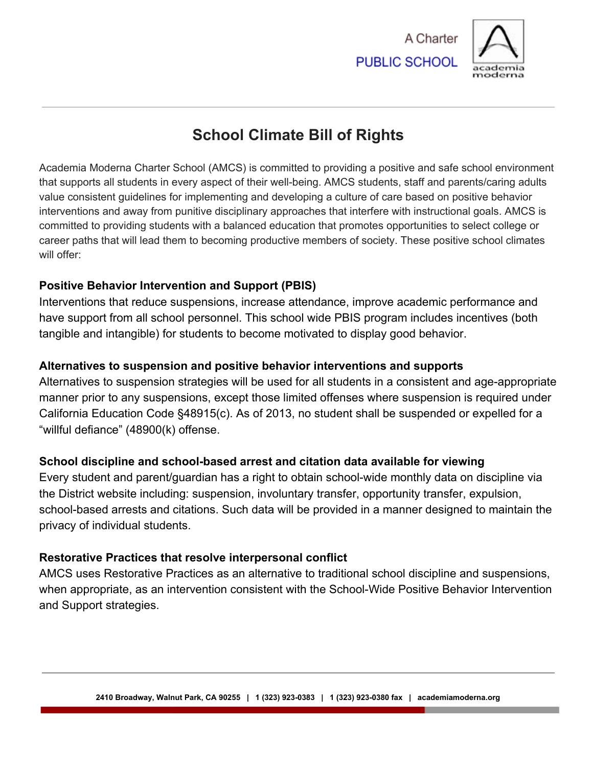A Charter

PUBLIC SCHOOL

academia moderna

# School Climate Bill of Rights

Academia Moderna Charter School (AMCS) is committed to providing a positive and safe school environment that supports all students in every aspect of their well-being. AMCS students, staff and parents/caring adults value consistent guidelines for implementing and developing a culture of care based on positive behavior interventions and away from punitive disciplinary approaches that interfere with instructional goals. AMCS is committed to providing students with a balanced education that promotes opportunities to select college or career paths that will lead them to becoming productive members of society. These positive school climates will offer:

**Positive Behavior Intervention and Support (PBIS)**
Interventions that reduce suspensions, increase attendance, improve academic performance and have support from all school personnel. This school wide PBIS program includes incentives (both tangible and intangible) for students to become motivated to display good behavior.

**Alternatives to suspension and positive behavior interventions and supports**
Alternatives to suspension strategies will be used for all students in a consistent and age-appropriate manner prior to any suspensions, except those limited offenses where suspension is required under California Education Code §48915(c). As of 2013, no student shall be suspended or expelled for a "willful defiance" (48900(k) offense.

**School discipline and school-based arrest and citation data available for viewing**
Every student and parent/guardian has a right to obtain school-wide monthly data on discipline via the District website including: suspension, involuntary transfer, opportunity transfer, expulsion, school-based arrests and citations. Such data will be provided in a manner designed to maintain the privacy of individual students.

**Restorative Practices that resolve interpersonal conflict**
AMCS uses Restorative Practices as an alternative to traditional school discipline and suspensions, when appropriate, as an intervention consistent with the School-Wide Positive Behavior Intervention and Support strategies.

2410 Broadway, Walnut Park, CA 90255 | 1 (323) 923-0383 | 1 (323) 923-0380 fax | academiamoderna.org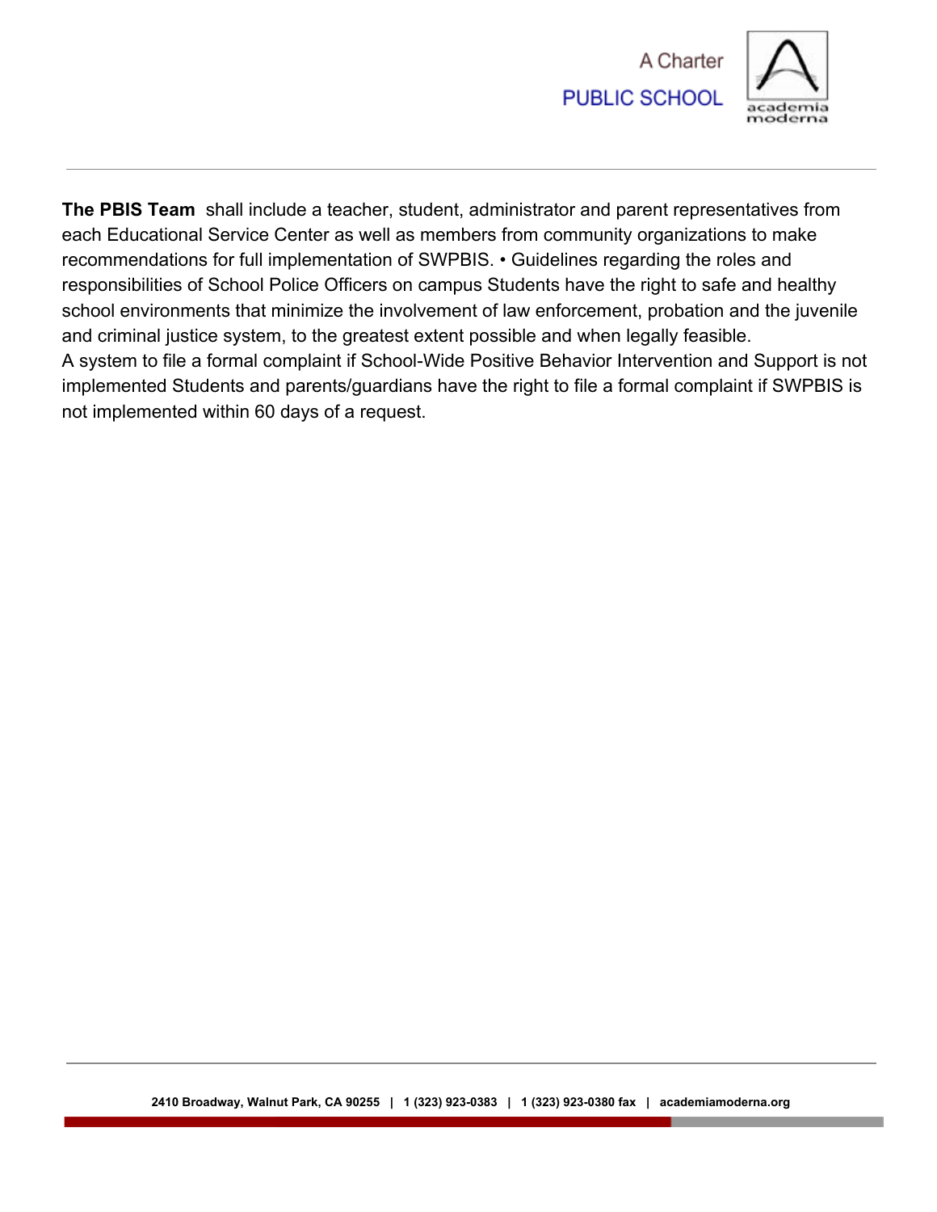**The PBIS Team** shall include a teacher, student, administrator and parent representatives from each Educational Service Center as well as members from community organizations to make recommendations for full implementation of SWPBIS. • Guidelines regarding the roles and responsibilities of School Police Officers on campus Students have the right to safe and healthy school environments that minimize the involvement of law enforcement, probation and the juvenile and criminal justice system, to the greatest extent possible and when legally feasible.
A system to file a formal complaint if School-Wide Positive Behavior Intervention and Support is not implemented Students and parents/guardians have the right to file a formal complaint if SWPBIS is not implemented within 60 days of a request.